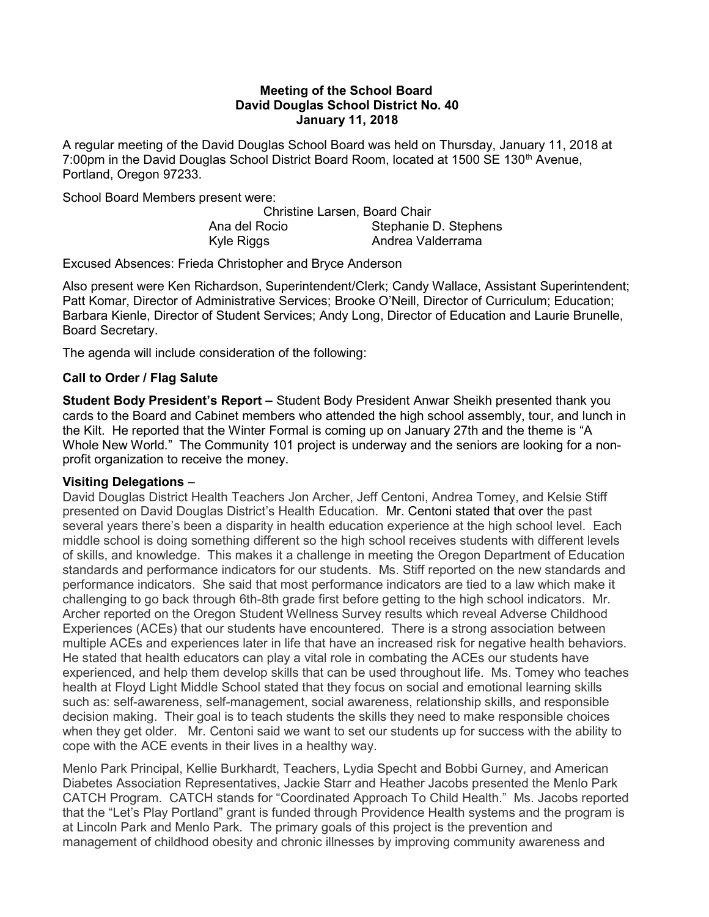**Meeting of the School Board**
**David Douglas School District No. 40**
**January 11, 2018**

A regular meeting of the David Douglas School Board was held on Thursday, January 11, 2018 at 7:00pm in the David Douglas School District Board Room, located at 1500 SE 130th Avenue, Portland, Oregon 97233.

School Board Members present were:

Christine Larsen, Board Chair
Ana del Rocio — Stephanie D. Stephens
Kyle Riggs — Andrea Valderrama

Excused Absences: Frieda Christopher and Bryce Anderson

Also present were Ken Richardson, Superintendent/Clerk; Candy Wallace, Assistant Superintendent; Patt Komar, Director of Administrative Services; Brooke O'Neill, Director of Curriculum; Education; Barbara Kienle, Director of Student Services; Andy Long, Director of Education and Laurie Brunelle, Board Secretary.

The agenda will include consideration of the following:

**Call to Order / Flag Salute**

**Student Body President's Report –** Student Body President Anwar Sheikh presented thank you cards to the Board and Cabinet members who attended the high school assembly, tour, and lunch in the Kilt. He reported that the Winter Formal is coming up on January 27th and the theme is "A Whole New World." The Community 101 project is underway and the seniors are looking for a non-profit organization to receive the money.

**Visiting Delegations** –

David Douglas District Health Teachers Jon Archer, Jeff Centoni, Andrea Tomey, and Kelsie Stiff presented on David Douglas District's Health Education. Mr. Centoni stated that over the past several years there's been a disparity in health education experience at the high school level. Each middle school is doing something different so the high school receives students with different levels of skills, and knowledge. This makes it a challenge in meeting the Oregon Department of Education standards and performance indicators for our students. Ms. Stiff reported on the new standards and performance indicators. She said that most performance indicators are tied to a law which make it challenging to go back through 6th-8th grade first before getting to the high school indicators. Mr. Archer reported on the Oregon Student Wellness Survey results which reveal Adverse Childhood Experiences (ACEs) that our students have encountered. There is a strong association between multiple ACEs and experiences later in life that have an increased risk for negative health behaviors. He stated that health educators can play a vital role in combating the ACEs our students have experienced, and help them develop skills that can be used throughout life. Ms. Tomey who teaches health at Floyd Light Middle School stated that they focus on social and emotional learning skills such as: self-awareness, self-management, social awareness, relationship skills, and responsible decision making. Their goal is to teach students the skills they need to make responsible choices when they get older. Mr. Centoni said we want to set our students up for success with the ability to cope with the ACE events in their lives in a healthy way.

Menlo Park Principal, Kellie Burkhardt, Teachers, Lydia Specht and Bobbi Gurney, and American Diabetes Association Representatives, Jackie Starr and Heather Jacobs presented the Menlo Park CATCH Program. CATCH stands for "Coordinated Approach To Child Health." Ms. Jacobs reported that the "Let's Play Portland" grant is funded through Providence Health systems and the program is at Lincoln Park and Menlo Park. The primary goals of this project is the prevention and management of childhood obesity and chronic illnesses by improving community awareness and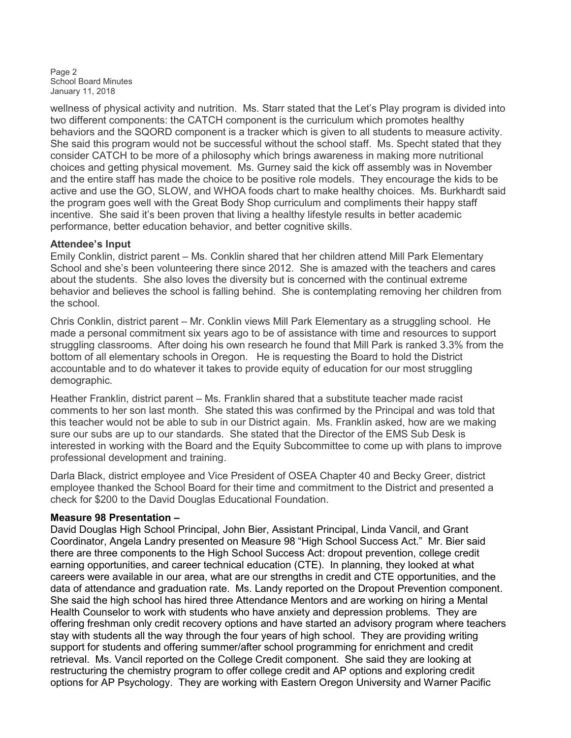wellness of physical activity and nutrition. Ms. Starr stated that the Let's Play program is divided into two different components: the CATCH component is the curriculum which promotes healthy behaviors and the SQORD component is a tracker which is given to all students to measure activity. She said this program would not be successful without the school staff. Ms. Specht stated that they consider CATCH to be more of a philosophy which brings awareness in making more nutritional choices and getting physical movement. Ms. Gurney said the kick off assembly was in November and the entire staff has made the choice to be positive role models. They encourage the kids to be active and use the GO, SLOW, and WHOA foods chart to make healthy choices. Ms. Burkhardt said the program goes well with the Great Body Shop curriculum and compliments their happy staff incentive. She said it's been proven that living a healthy lifestyle results in better academic performance, better education behavior, and better cognitive skills.

**Attendee's Input**

Emily Conklin, district parent – Ms. Conklin shared that her children attend Mill Park Elementary School and she's been volunteering there since 2012. She is amazed with the teachers and cares about the students. She also loves the diversity but is concerned with the continual extreme behavior and believes the school is falling behind. She is contemplating removing her children from the school.

Chris Conklin, district parent – Mr. Conklin views Mill Park Elementary as a struggling school. He made a personal commitment six years ago to be of assistance with time and resources to support struggling classrooms. After doing his own research he found that Mill Park is ranked 3.3% from the bottom of all elementary schools in Oregon. He is requesting the Board to hold the District accountable and to do whatever it takes to provide equity of education for our most struggling demographic.

Heather Franklin, district parent – Ms. Franklin shared that a substitute teacher made racist comments to her son last month. She stated this was confirmed by the Principal and was told that this teacher would not be able to sub in our District again. Ms. Franklin asked, how are we making sure our subs are up to our standards. She stated that the Director of the EMS Sub Desk is interested in working with the Board and the Equity Subcommittee to come up with plans to improve professional development and training.

Darla Black, district employee and Vice President of OSEA Chapter 40 and Becky Greer, district employee thanked the School Board for their time and commitment to the District and presented a check for $200 to the David Douglas Educational Foundation.

**Measure 98 Presentation –**

David Douglas High School Principal, John Bier, Assistant Principal, Linda Vancil, and Grant Coordinator, Angela Landry presented on Measure 98 "High School Success Act." Mr. Bier said there are three components to the High School Success Act: dropout prevention, college credit earning opportunities, and career technical education (CTE). In planning, they looked at what careers were available in our area, what are our strengths in credit and CTE opportunities, and the data of attendance and graduation rate. Ms. Landy reported on the Dropout Prevention component. She said the high school has hired three Attendance Mentors and are working on hiring a Mental Health Counselor to work with students who have anxiety and depression problems. They are offering freshman only credit recovery options and have started an advisory program where teachers stay with students all the way through the four years of high school. They are providing writing support for students and offering summer/after school programming for enrichment and credit retrieval. Ms. Vancil reported on the College Credit component. She said they are looking at restructuring the chemistry program to offer college credit and AP options and exploring credit options for AP Psychology. They are working with Eastern Oregon University and Warner Pacific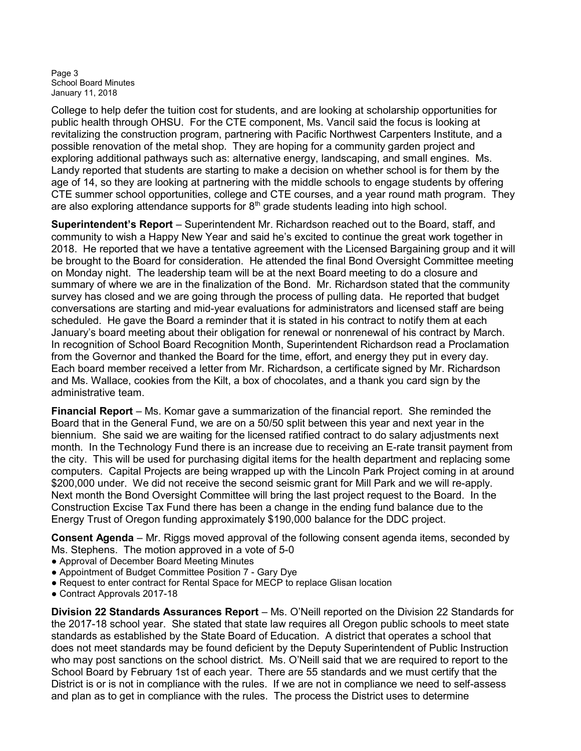College to help defer the tuition cost for students, and are looking at scholarship opportunities for public health through OHSU. For the CTE component, Ms. Vancil said the focus is looking at revitalizing the construction program, partnering with Pacific Northwest Carpenters Institute, and a possible renovation of the metal shop. They are hoping for a community garden project and exploring additional pathways such as: alternative energy, landscaping, and small engines. Ms. Landy reported that students are starting to make a decision on whether school is for them by the age of 14, so they are looking at partnering with the middle schools to engage students by offering CTE summer school opportunities, college and CTE courses, and a year round math program. They are also exploring attendance supports for 8th grade students leading into high school.

**Superintendent's Report** – Superintendent Mr. Richardson reached out to the Board, staff, and community to wish a Happy New Year and said he's excited to continue the great work together in 2018. He reported that we have a tentative agreement with the Licensed Bargaining group and it will be brought to the Board for consideration. He attended the final Bond Oversight Committee meeting on Monday night. The leadership team will be at the next Board meeting to do a closure and summary of where we are in the finalization of the Bond. Mr. Richardson stated that the community survey has closed and we are going through the process of pulling data. He reported that budget conversations are starting and mid-year evaluations for administrators and licensed staff are being scheduled. He gave the Board a reminder that it is stated in his contract to notify them at each January's board meeting about their obligation for renewal or nonrenewal of his contract by March. In recognition of School Board Recognition Month, Superintendent Richardson read a Proclamation from the Governor and thanked the Board for the time, effort, and energy they put in every day. Each board member received a letter from Mr. Richardson, a certificate signed by Mr. Richardson and Ms. Wallace, cookies from the Kilt, a box of chocolates, and a thank you card sign by the administrative team.

**Financial Report** – Ms. Komar gave a summarization of the financial report. She reminded the Board that in the General Fund, we are on a 50/50 split between this year and next year in the biennium. She said we are waiting for the licensed ratified contract to do salary adjustments next month. In the Technology Fund there is an increase due to receiving an E-rate transit payment from the city. This will be used for purchasing digital items for the health department and replacing some computers. Capital Projects are being wrapped up with the Lincoln Park Project coming in at around $200,000 under. We did not receive the second seismic grant for Mill Park and we will re-apply. Next month the Bond Oversight Committee will bring the last project request to the Board. In the Construction Excise Tax Fund there has been a change in the ending fund balance due to the Energy Trust of Oregon funding approximately $190,000 balance for the DDC project.

**Consent Agenda** – Mr. Riggs moved approval of the following consent agenda items, seconded by Ms. Stephens. The motion approved in a vote of 5-0

- Approval of December Board Meeting Minutes
- Appointment of Budget Committee Position 7 - Gary Dye
- Request to enter contract for Rental Space for MECP to replace Glisan location
- Contract Approvals 2017-18

**Division 22 Standards Assurances Report** – Ms. O'Neill reported on the Division 22 Standards for the 2017-18 school year. She stated that state law requires all Oregon public schools to meet state standards as established by the State Board of Education. A district that operates a school that does not meet standards may be found deficient by the Deputy Superintendent of Public Instruction who may post sanctions on the school district. Ms. O'Neill said that we are required to report to the School Board by February 1st of each year. There are 55 standards and we must certify that the District is or is not in compliance with the rules. If we are not in compliance we need to self-assess and plan as to get in compliance with the rules. The process the District uses to determine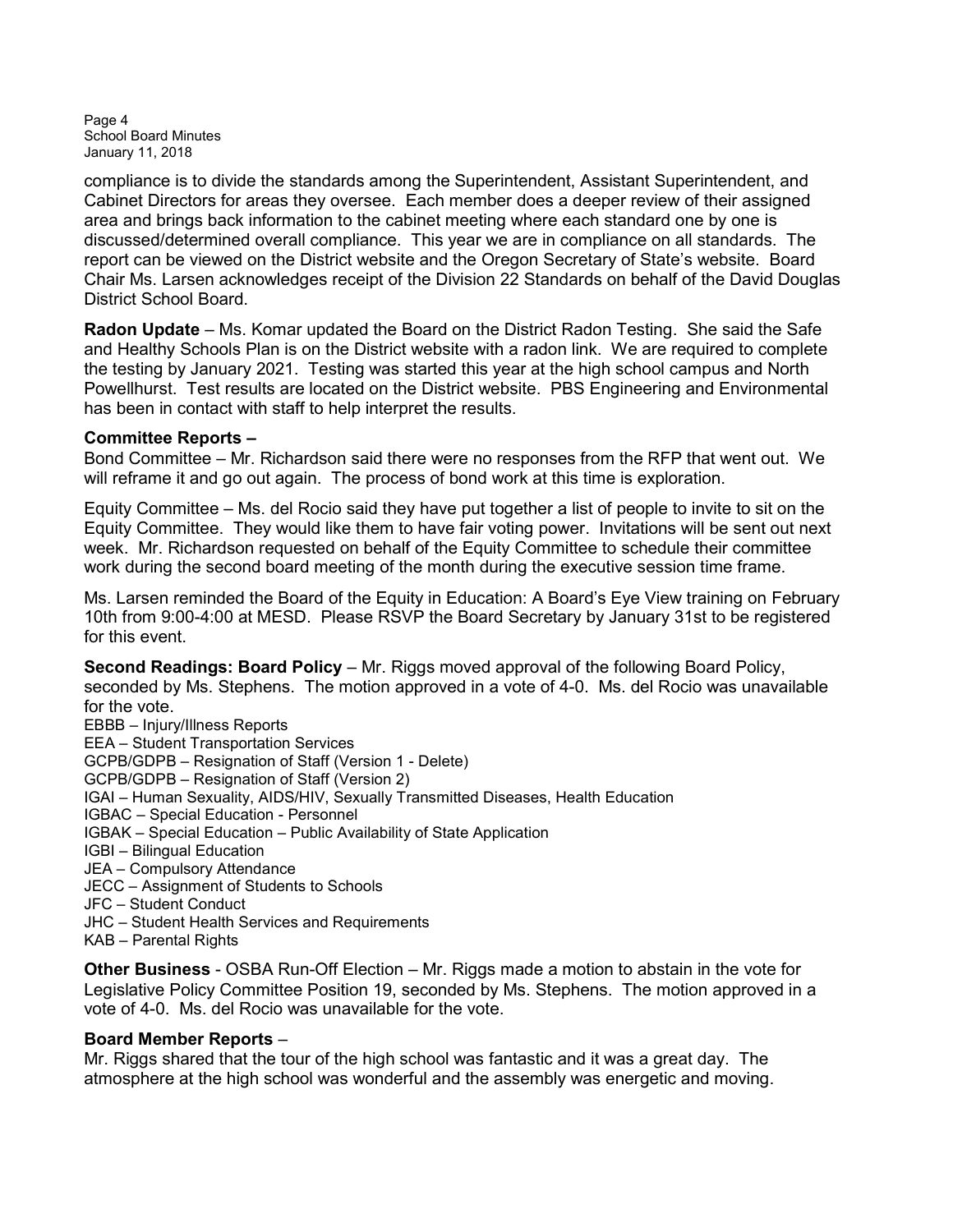compliance is to divide the standards among the Superintendent, Assistant Superintendent, and Cabinet Directors for areas they oversee. Each member does a deeper review of their assigned area and brings back information to the cabinet meeting where each standard one by one is discussed/determined overall compliance. This year we are in compliance on all standards. The report can be viewed on the District website and the Oregon Secretary of State's website. Board Chair Ms. Larsen acknowledges receipt of the Division 22 Standards on behalf of the David Douglas District School Board.

**Radon Update** – Ms. Komar updated the Board on the District Radon Testing. She said the Safe and Healthy Schools Plan is on the District website with a radon link. We are required to complete the testing by January 2021. Testing was started this year at the high school campus and North Powellhurst. Test results are located on the District website. PBS Engineering and Environmental has been in contact with staff to help interpret the results.

**Committee Reports –**

Bond Committee – Mr. Richardson said there were no responses from the RFP that went out. We will reframe it and go out again. The process of bond work at this time is exploration.

Equity Committee – Ms. del Rocio said they have put together a list of people to invite to sit on the Equity Committee. They would like them to have fair voting power. Invitations will be sent out next week. Mr. Richardson requested on behalf of the Equity Committee to schedule their committee work during the second board meeting of the month during the executive session time frame.

Ms. Larsen reminded the Board of the Equity in Education: A Board's Eye View training on February 10th from 9:00-4:00 at MESD. Please RSVP the Board Secretary by January 31st to be registered for this event.

**Second Readings: Board Policy** – Mr. Riggs moved approval of the following Board Policy, seconded by Ms. Stephens. The motion approved in a vote of 4-0. Ms. del Rocio was unavailable for the vote.

EBBB – Injury/Illness Reports
EEA – Student Transportation Services
GCPB/GDPB – Resignation of Staff (Version 1 - Delete)
GCPB/GDPB – Resignation of Staff (Version 2)
IGAI – Human Sexuality, AIDS/HIV, Sexually Transmitted Diseases, Health Education
IGBAC – Special Education - Personnel
IGBAK – Special Education – Public Availability of State Application
IGBI – Bilingual Education
JEA – Compulsory Attendance
JECC – Assignment of Students to Schools
JFC – Student Conduct
JHC – Student Health Services and Requirements
KAB – Parental Rights

**Other Business** - OSBA Run-Off Election – Mr. Riggs made a motion to abstain in the vote for Legislative Policy Committee Position 19, seconded by Ms. Stephens. The motion approved in a vote of 4-0. Ms. del Rocio was unavailable for the vote.

**Board Member Reports** –

Mr. Riggs shared that the tour of the high school was fantastic and it was a great day. The atmosphere at the high school was wonderful and the assembly was energetic and moving.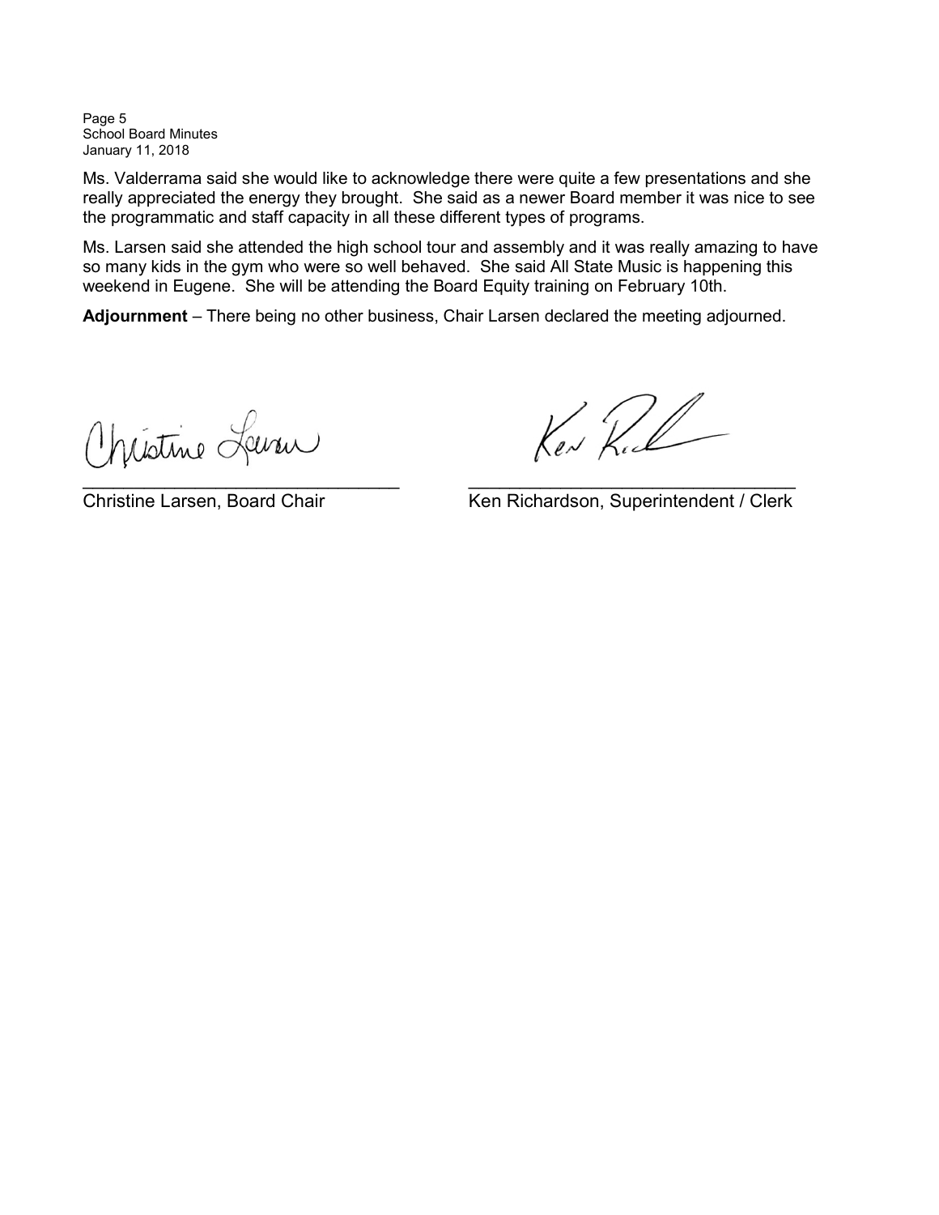Ms. Valderrama said she would like to acknowledge there were quite a few presentations and she really appreciated the energy they brought. She said as a newer Board member it was nice to see the programmatic and staff capacity in all these different types of programs.

Ms. Larsen said she attended the high school tour and assembly and it was really amazing to have so many kids in the gym who were so well behaved. She said All State Music is happening this weekend in Eugene. She will be attending the Board Equity training on February 10th.

**Adjournment** – There being no other business, Chair Larsen declared the meeting adjourned.

Christine Larsen, Board Chair

Ken Richardson, Superintendent / Clerk